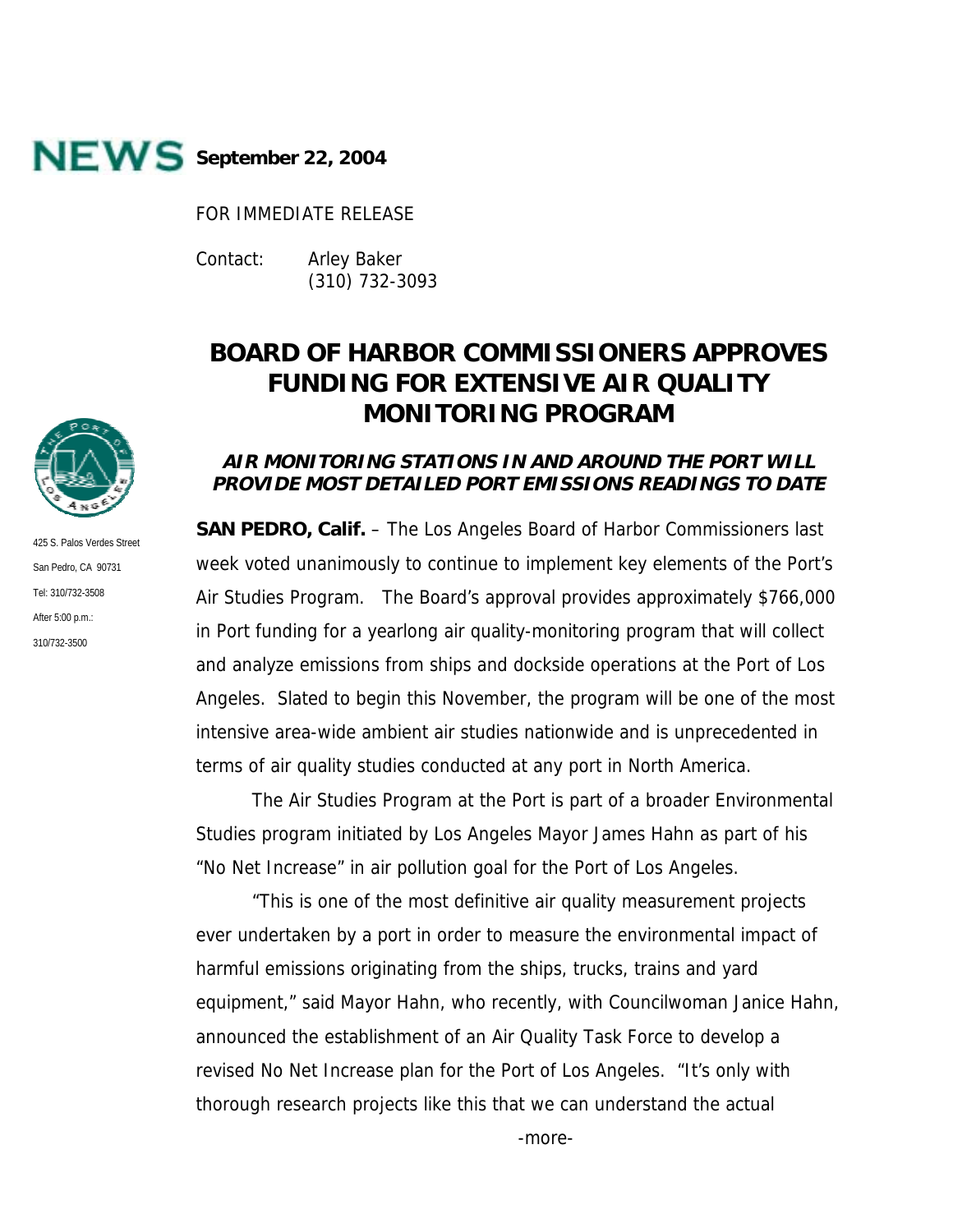**NEWS** **September 22, 2004**

FOR IMMEDIATE RELEASE

Contact: Arley Baker
(310) 732-3093

425 S. Palos Verdes Street
San Pedro, CA 90731
Tel: 310/732-3508
After 5:00 p.m.:
310/732-3500

# BOARD OF HARBOR COMMISSIONERS APPROVES FUNDING FOR EXTENSIVE AIR QUALITY MONITORING PROGRAM

## *AIR MONITORING STATIONS IN AND AROUND THE PORT WILL PROVIDE MOST DETAILED PORT EMISSIONS READINGS TO DATE*

**SAN PEDRO, Calif.** – The Los Angeles Board of Harbor Commissioners last week voted unanimously to continue to implement key elements of the Port's Air Studies Program. The Board's approval provides approximately $766,000 in Port funding for a yearlong air quality-monitoring program that will collect and analyze emissions from ships and dockside operations at the Port of Los Angeles. Slated to begin this November, the program will be one of the most intensive area-wide ambient air studies nationwide and is unprecedented in terms of air quality studies conducted at any port in North America.

The Air Studies Program at the Port is part of a broader Environmental Studies program initiated by Los Angeles Mayor James Hahn as part of his "No Net Increase" in air pollution goal for the Port of Los Angeles.

"This is one of the most definitive air quality measurement projects ever undertaken by a port in order to measure the environmental impact of harmful emissions originating from the ships, trucks, trains and yard equipment," said Mayor Hahn, who recently, with Councilwoman Janice Hahn, announced the establishment of an Air Quality Task Force to develop a revised No Net Increase plan for the Port of Los Angeles. "It's only with thorough research projects like this that we can understand the actual

-more-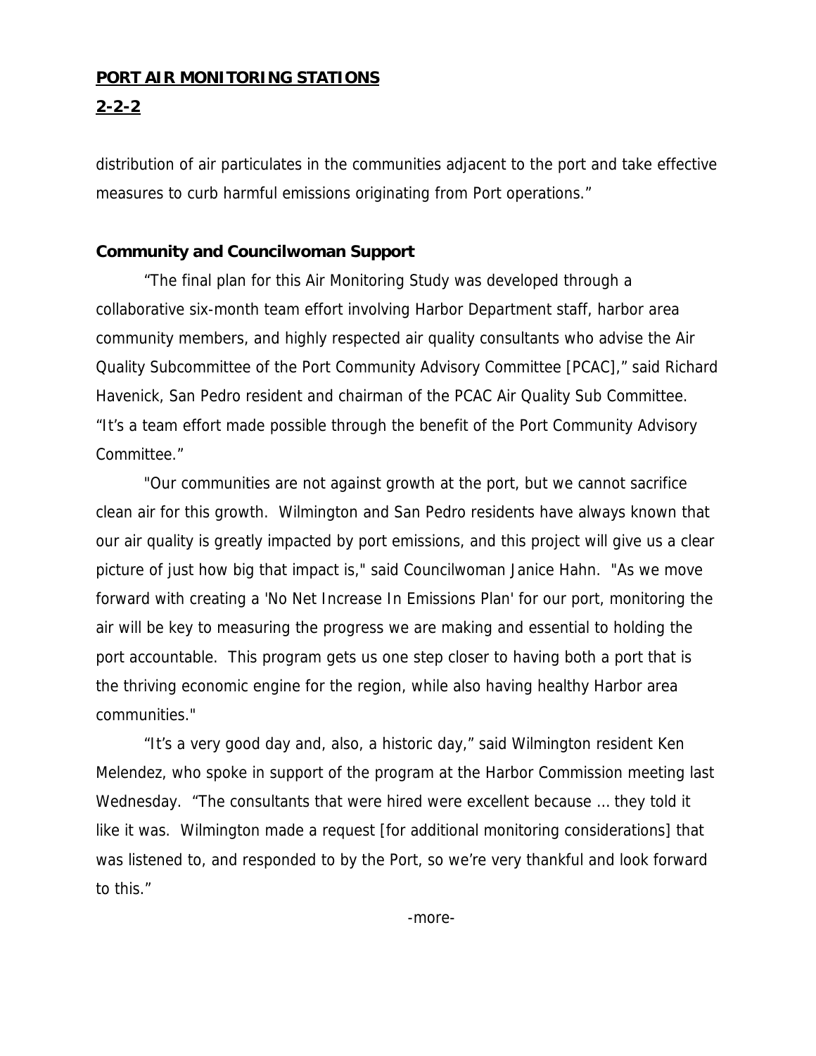distribution of air particulates in the communities adjacent to the port and take effective measures to curb harmful emissions originating from Port operations."

**Community and Councilwoman Support**

"The final plan for this Air Monitoring Study was developed through a collaborative six-month team effort involving Harbor Department staff, harbor area community members, and highly respected air quality consultants who advise the Air Quality Subcommittee of the Port Community Advisory Committee [PCAC]," said Richard Havenick, San Pedro resident and chairman of the PCAC Air Quality Sub Committee. "It's a team effort made possible through the benefit of the Port Community Advisory Committee."

"Our communities are not against growth at the port, but we cannot sacrifice clean air for this growth. Wilmington and San Pedro residents have always known that our air quality is greatly impacted by port emissions, and this project will give us a clear picture of just how big that impact is," said Councilwoman Janice Hahn. "As we move forward with creating a 'No Net Increase In Emissions Plan' for our port, monitoring the air will be key to measuring the progress we are making and essential to holding the port accountable. This program gets us one step closer to having both a port that is the thriving economic engine for the region, while also having healthy Harbor area communities."

"It's a very good day and, also, a historic day," said Wilmington resident Ken Melendez, who spoke in support of the program at the Harbor Commission meeting last Wednesday. "The consultants that were hired were excellent because … they told it like it was. Wilmington made a request [for additional monitoring considerations] that was listened to, and responded to by the Port, so we're very thankful and look forward to this."

-more-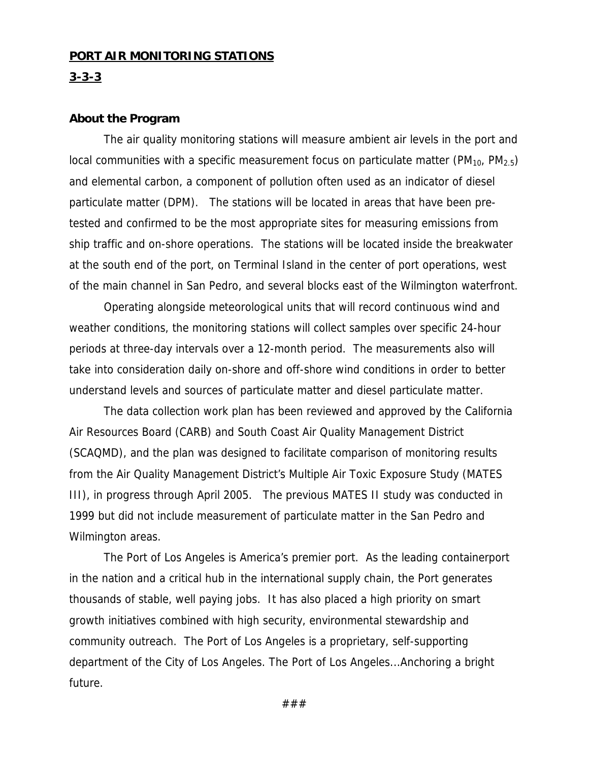**PORT AIR MONITORING STATIONS**

**3-3-3**

**About the Program**

The air quality monitoring stations will measure ambient air levels in the port and local communities with a specific measurement focus on particulate matter ($PM_{10}$, $PM_{2.5}$) and elemental carbon, a component of pollution often used as an indicator of diesel particulate matter (DPM). The stations will be located in areas that have been pre-tested and confirmed to be the most appropriate sites for measuring emissions from ship traffic and on-shore operations. The stations will be located inside the breakwater at the south end of the port, on Terminal Island in the center of port operations, west of the main channel in San Pedro, and several blocks east of the Wilmington waterfront.

Operating alongside meteorological units that will record continuous wind and weather conditions, the monitoring stations will collect samples over specific 24-hour periods at three-day intervals over a 12-month period. The measurements also will take into consideration daily on-shore and off-shore wind conditions in order to better understand levels and sources of particulate matter and diesel particulate matter.

The data collection work plan has been reviewed and approved by the California Air Resources Board (CARB) and South Coast Air Quality Management District (SCAQMD), and the plan was designed to facilitate comparison of monitoring results from the Air Quality Management District's Multiple Air Toxic Exposure Study (MATES III), in progress through April 2005. The previous MATES II study was conducted in 1999 but did not include measurement of particulate matter in the San Pedro and Wilmington areas.

The Port of Los Angeles is America's premier port. As the leading containerport in the nation and a critical hub in the international supply chain, the Port generates thousands of stable, well paying jobs. It has also placed a high priority on smart growth initiatives combined with high security, environmental stewardship and community outreach. The Port of Los Angeles is a proprietary, self-supporting department of the City of Los Angeles. The Port of Los Angeles...Anchoring a bright future.

###